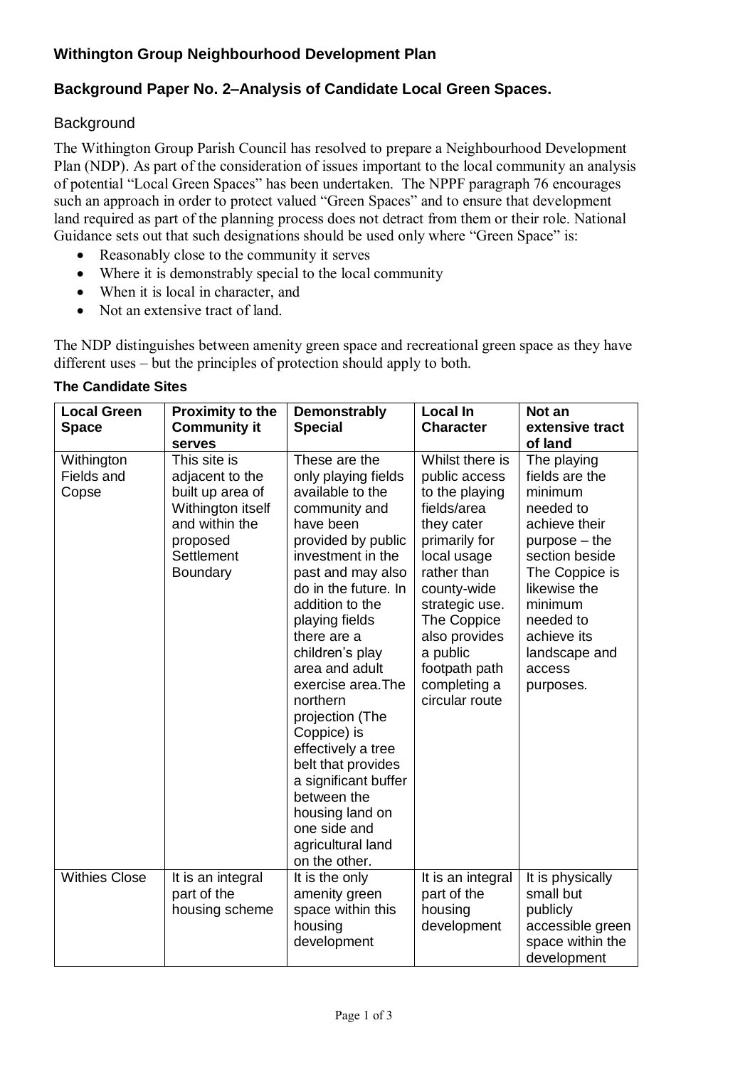## Withington Group Neighbourhood Development Plan

## Background Paper No. 2–Analysis of Candidate Local Green Spaces.

### Background

The Withington Group Parish Council has resolved to prepare a Neighbourhood Development Plan (NDP). As part of the consideration of issues important to the local community an analysis of potential "Local Green Spaces" has been undertaken. The NPPF paragraph 76 encourages such an approach in order to protect valued "Green Spaces" and to ensure that development land required as part of the planning process does not detract from them or their role. National Guidance sets out that such designations should be used only where "Green Space" is:

- Reasonably close to the community it serves
- Where it is demonstrably special to the local community
- When it is local in character, and
- Not an extensive tract of land.

The NDP distinguishes between amenity green space and recreational green space as they have different uses – but the principles of protection should apply to both.

**The Candidate Sites**

| Local Green Space | Proximity to the Community it serves | Demonstrably Special | Local In Character | Not an extensive tract of land |
|---|---|---|---|---|
| Withington Fields and Copse | This site is adjacent to the built up area of Withington itself and within the proposed Settlement Boundary | These are the only playing fields available to the community and have been provided by public investment in the past and may also do in the future. In addition to the playing fields there are a children's play area and adult exercise area.The northern projection (The Coppice) is effectively a tree belt that provides a significant buffer between the housing land on one side and agricultural land on the other. | Whilst there is public access to the playing fields/area they cater primarily for local usage rather than county-wide strategic use. The Coppice also provides a public footpath path completing a circular route | The playing fields are the minimum needed to achieve their purpose – the section beside The Coppice is likewise the minimum needed to achieve its landscape and access purposes. |
| Withies Close | It is an integral part of the housing scheme | It is the only amenity green space within this housing development | It is an integral part of the housing development | It is physically small but publicly accessible green space within the development |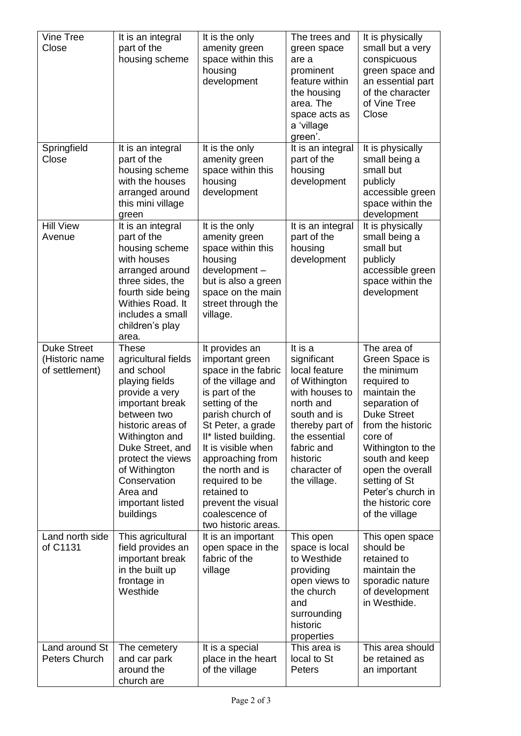| Vine Tree Close | It is an integral part of the housing scheme | It is the only amenity green space within this housing development | The trees and green space are a prominent feature within the housing area. The space acts as a 'village green'. | It is physically small but a very conspicuous green space and an essential part of the character of Vine Tree Close |
|---|---|---|---|---|
| Springfield Close | It is an integral part of the housing scheme with the houses arranged around this mini village green | It is the only amenity green space within this housing development | It is an integral part of the housing development | It is physically small being a small but publicly accessible green space within the development |
| Hill View Avenue | It is an integral part of the housing scheme with houses arranged around three sides, the fourth side being Withies Road. It includes a small children's play area. | It is the only amenity green space within this housing development – but is also a green space on the main street through the village. | It is an integral part of the housing development | It is physically small being a small but publicly accessible green space within the development |
| Duke Street (Historic name of settlement) | These agricultural fields and school playing fields provide a very important break between two historic areas of Withington and Duke Street, and protect the views of Withington Conservation Area and important listed buildings | It provides an important green space in the fabric of the village and is part of the setting of the parish church of St Peter, a grade II* listed building. It is visible when approaching from the north and is required to be retained to prevent the visual coalescence of two historic areas. | It is a significant local feature of Withington with houses to north and south and is thereby part of the essential fabric and historic character of the village. | The area of Green Space is the minimum required to maintain the separation of Duke Street from the historic core of Withington to the south and keep open the overall setting of St Peter's church in the historic core of the village |
| Land north side of C1131 | This agricultural field provides an important break in the built up frontage in Westhide | It is an important open space in the fabric of the village | This open space is local to Westhide providing open views to the church and surrounding historic properties | This open space should be retained to maintain the sporadic nature of development in Westhide. |
| Land around St Peters Church | The cemetery and car park around the church are | It is a special place in the heart of the village | This area is local to St Peters | This area should be retained as an important |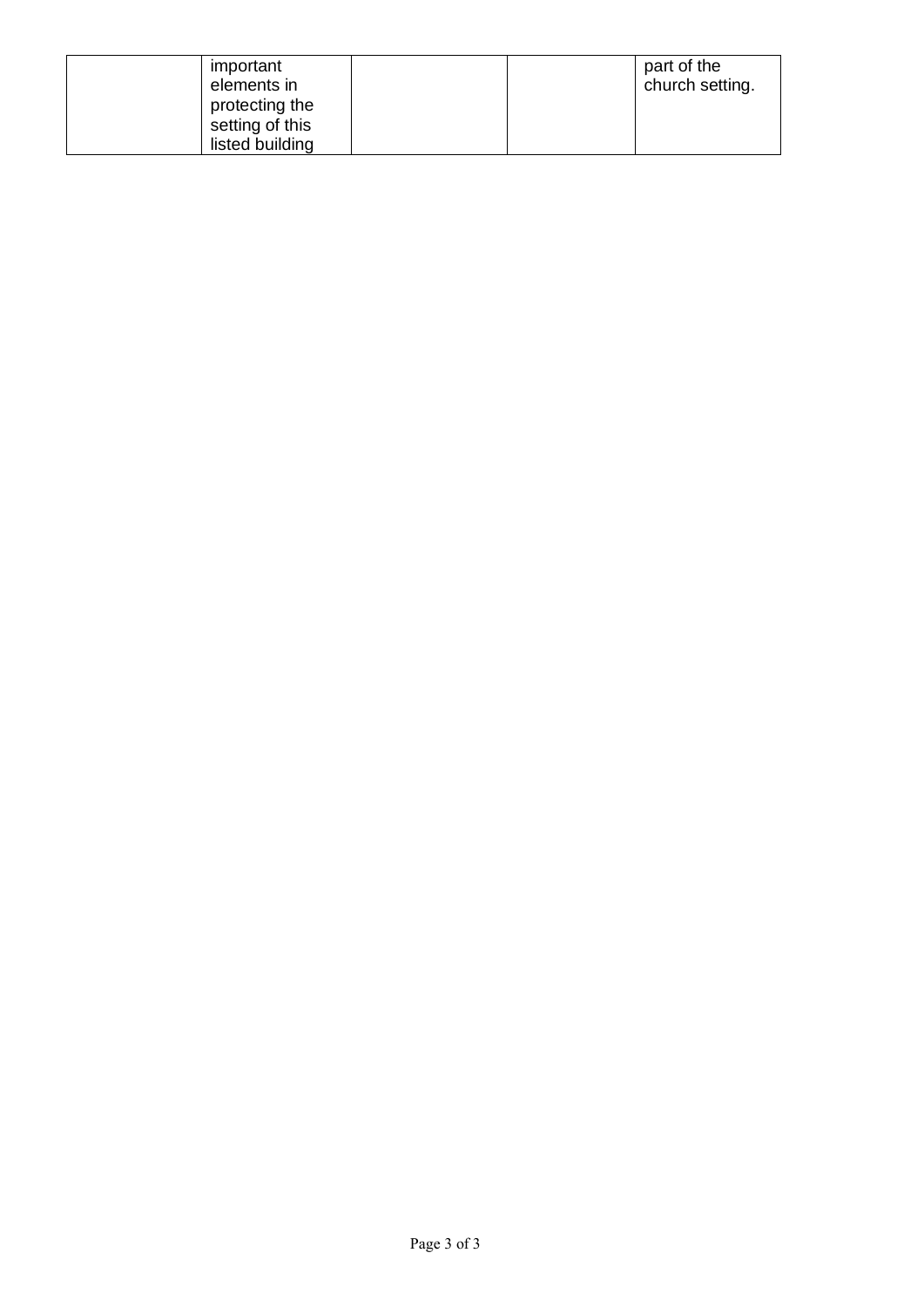| | | | | |
|---|---|---|---|---|
| | important elements in protecting the setting of this listed building | | | part of the church setting. |